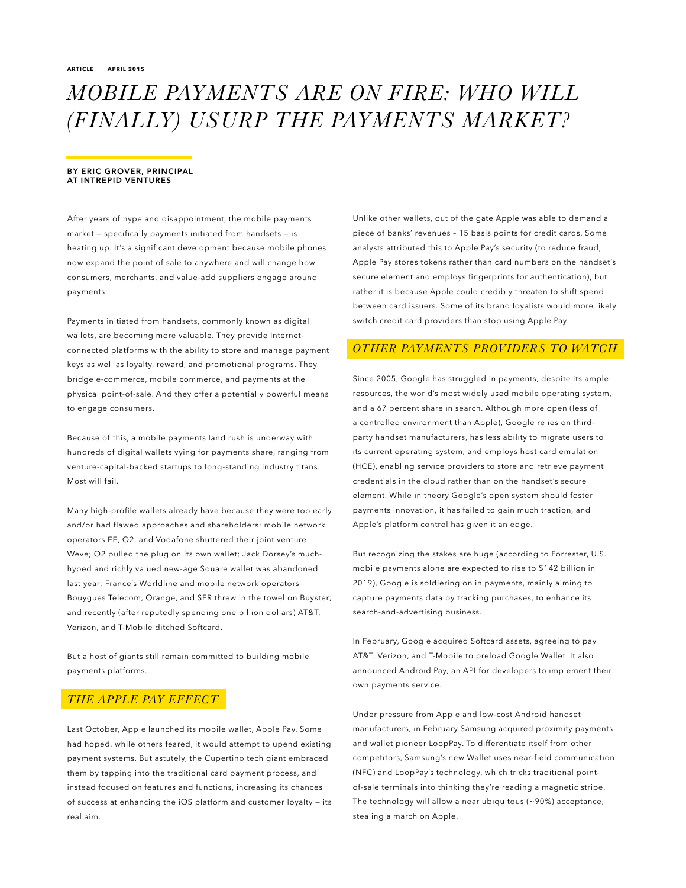ARTICLE APRIL 2015

# *MOBILE PAYMENTS ARE ON FIRE: WHO WILL (FINALLY) USURP THE PAYMENTS MARKET?*

**BY ERIC GROVER, PRINCIPAL AT INTREPID VENTURES**

After years of hype and disappointment, the mobile payments market — specifically payments initiated from handsets — is heating up. It's a significant development because mobile phones now expand the point of sale to anywhere and will change how consumers, merchants, and value-add suppliers engage around payments.

Payments initiated from handsets, commonly known as digital wallets, are becoming more valuable. They provide Internet-connected platforms with the ability to store and manage payment keys as well as loyalty, reward, and promotional programs. They bridge e-commerce, mobile commerce, and payments at the physical point-of-sale. And they offer a potentially powerful means to engage consumers.

Because of this, a mobile payments land rush is underway with hundreds of digital wallets vying for payments share, ranging from venture-capital-backed startups to long-standing industry titans. Most will fail.

Many high-profile wallets already have because they were too early and/or had flawed approaches and shareholders: mobile network operators EE, O2, and Vodafone shuttered their joint venture Weve; O2 pulled the plug on its own wallet; Jack Dorsey's much-hyped and richly valued new-age Square wallet was abandoned last year; France's Worldline and mobile network operators Bouygues Telecom, Orange, and SFR threw in the towel on Buyster; and recently (after reputedly spending one billion dollars) AT&T, Verizon, and T-Mobile ditched Softcard.

But a host of giants still remain committed to building mobile payments platforms.

## *THE APPLE PAY EFFECT*

Last October, Apple launched its mobile wallet, Apple Pay. Some had hoped, while others feared, it would attempt to upend existing payment systems. But astutely, the Cupertino tech giant embraced them by tapping into the traditional card payment process, and instead focused on features and functions, increasing its chances of success at enhancing the iOS platform and customer loyalty — its real aim.

Unlike other wallets, out of the gate Apple was able to demand a piece of banks' revenues – 15 basis points for credit cards. Some analysts attributed this to Apple Pay's security (to reduce fraud, Apple Pay stores tokens rather than card numbers on the handset's secure element and employs fingerprints for authentication), but rather it is because Apple could credibly threaten to shift spend between card issuers. Some of its brand loyalists would more likely switch credit card providers than stop using Apple Pay.

## *OTHER PAYMENTS PROVIDERS TO WATCH*

Since 2005, Google has struggled in payments, despite its ample resources, the world's most widely used mobile operating system, and a 67 percent share in search. Although more open (less of a controlled environment than Apple), Google relies on third-party handset manufacturers, has less ability to migrate users to its current operating system, and employs host card emulation (HCE), enabling service providers to store and retrieve payment credentials in the cloud rather than on the handset's secure element. While in theory Google's open system should foster payments innovation, it has failed to gain much traction, and Apple's platform control has given it an edge.

But recognizing the stakes are huge (according to Forrester, U.S. mobile payments alone are expected to rise to $142 billion in 2019), Google is soldiering on in payments, mainly aiming to capture payments data by tracking purchases, to enhance its search-and-advertising business.

In February, Google acquired Softcard assets, agreeing to pay AT&T, Verizon, and T-Mobile to preload Google Wallet. It also announced Android Pay, an API for developers to implement their own payments service.

Under pressure from Apple and low-cost Android handset manufacturers, in February Samsung acquired proximity payments and wallet pioneer LoopPay. To differentiate itself from other competitors, Samsung's new Wallet uses near-field communication (NFC) and LoopPay's technology, which tricks traditional point-of-sale terminals into thinking they're reading a magnetic stripe. The technology will allow a near ubiquitous (~90%) acceptance, stealing a march on Apple.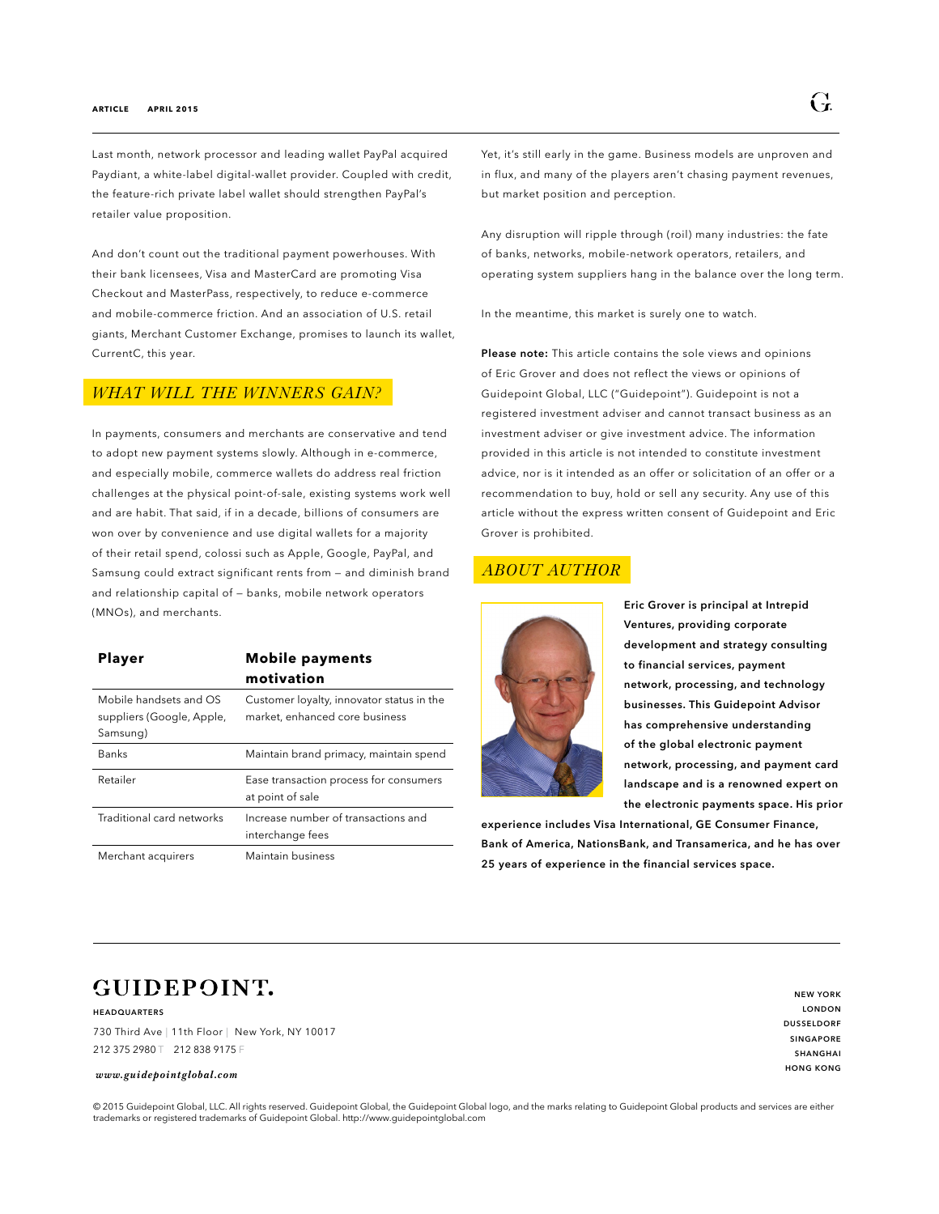Last month, network processor and leading wallet PayPal acquired Paydiant, a white-label digital-wallet provider. Coupled with credit, the feature-rich private label wallet should strengthen PayPal's retailer value proposition.

And don't count out the traditional payment powerhouses. With their bank licensees, Visa and MasterCard are promoting Visa Checkout and MasterPass, respectively, to reduce e-commerce and mobile-commerce friction. And an association of U.S. retail giants, Merchant Customer Exchange, promises to launch its wallet, CurrentC, this year.

## *WHAT WILL THE WINNERS GAIN?*

In payments, consumers and merchants are conservative and tend to adopt new payment systems slowly. Although in e-commerce, and especially mobile, commerce wallets do address real friction challenges at the physical point-of-sale, existing systems work well and are habit. That said, if in a decade, billions of consumers are won over by convenience and use digital wallets for a majority of their retail spend, colossi such as Apple, Google, PayPal, and Samsung could extract significant rents from — and diminish brand and relationship capital of — banks, mobile network operators (MNOs), and merchants.

| Player | Mobile payments motivation |
|---|---|
| Mobile handsets and OS suppliers (Google, Apple, Samsung) | Customer loyalty, innovator status in the market, enhanced core business |
| Banks | Maintain brand primacy, maintain spend |
| Retailer | Ease transaction process for consumers at point of sale |
| Traditional card networks | Increase number of transactions and interchange fees |
| Merchant acquirers | Maintain business |

Yet, it's still early in the game. Business models are unproven and in flux, and many of the players aren't chasing payment revenues, but market position and perception.

Any disruption will ripple through (roil) many industries: the fate of banks, networks, mobile-network operators, retailers, and operating system suppliers hang in the balance over the long term.

In the meantime, this market is surely one to watch.

**Please note:** This article contains the sole views and opinions of Eric Grover and does not reflect the views or opinions of Guidepoint Global, LLC ("Guidepoint"). Guidepoint is not a registered investment adviser and cannot transact business as an investment adviser or give investment advice. The information provided in this article is not intended to constitute investment advice, nor is it intended as an offer or solicitation of an offer or a recommendation to buy, hold or sell any security. Any use of this article without the express written consent of Guidepoint and Eric Grover is prohibited.

## *ABOUT AUTHOR*

**Eric Grover is principal at Intrepid Ventures, providing corporate development and strategy consulting to financial services, payment network, processing, and technology businesses. This Guidepoint Advisor has comprehensive understanding of the global electronic payment network, processing, and payment card landscape and is a renowned expert on the electronic payments space. His prior experience includes Visa International, GE Consumer Finance, Bank of America, NationsBank, and Transamerica, and he has over 25 years of experience in the financial services space.**

**GUIDEPOINT.**

**HEADQUARTERS**

730 Third Ave | 11th Floor | New York, NY 10017

212 375 2980 T 212 838 9175 F

*www.guidepointglobal.com*

**NEW YORK**
**LONDON**
**DUSSELDORF**
**SINGAPORE**
**SHANGHAI**
**HONG KONG**

© 2015 Guidepoint Global, LLC. All rights reserved. Guidepoint Global, the Guidepoint Global logo, and the marks relating to Guidepoint Global products and services are either trademarks or registered trademarks of Guidepoint Global. http://www.guidepointglobal.com